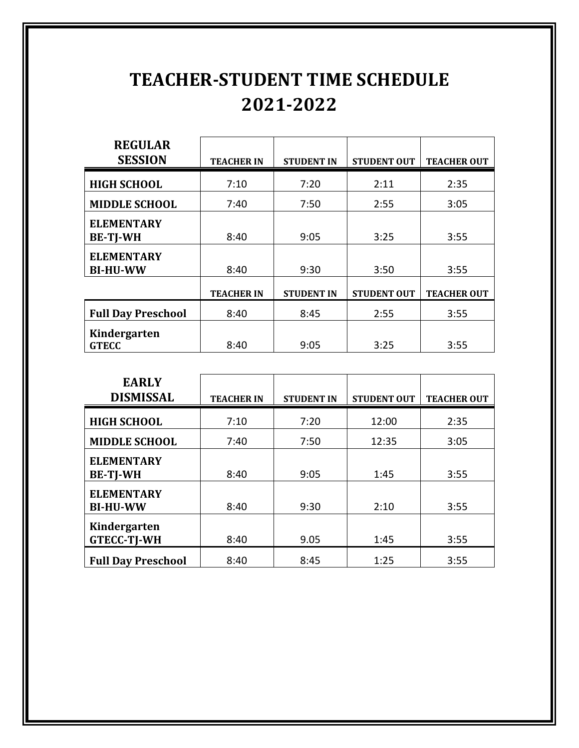# TEACHER-STUDENT TIME SCHEDULE 2021-2022

| REGULAR SESSION | TEACHER IN | STUDENT IN | STUDENT OUT | TEACHER OUT |
|---|---|---|---|---|
| **HIGH SCHOOL** | 7:10 | 7:20 | 2:11 | 2:35 |
| **MIDDLE SCHOOL** | 7:40 | 7:50 | 2:55 | 3:05 |
| **ELEMENTARY BE-TJ-WH** | 8:40 | 9:05 | 3:25 | 3:55 |
| **ELEMENTARY BI-HU-WW** | 8:40 | 9:30 | 3:50 | 3:55 |
| | **TEACHER IN** | **STUDENT IN** | **STUDENT OUT** | **TEACHER OUT** |
| **Full Day Preschool** | 8:40 | 8:45 | 2:55 | 3:55 |
| **Kindergarten GTECC** | 8:40 | 9:05 | 3:25 | 3:55 |

| EARLY DISMISSAL | TEACHER IN | STUDENT IN | STUDENT OUT | TEACHER OUT |
|---|---|---|---|---|
| **HIGH SCHOOL** | 7:10 | 7:20 | 12:00 | 2:35 |
| **MIDDLE SCHOOL** | 7:40 | 7:50 | 12:35 | 3:05 |
| **ELEMENTARY BE-TJ-WH** | 8:40 | 9:05 | 1:45 | 3:55 |
| **ELEMENTARY BI-HU-WW** | 8:40 | 9:30 | 2:10 | 3:55 |
| **Kindergarten GTECC-TJ-WH** | 8:40 | 9.05 | 1:45 | 3:55 |
| **Full Day Preschool** | 8:40 | 8:45 | 1:25 | 3:55 |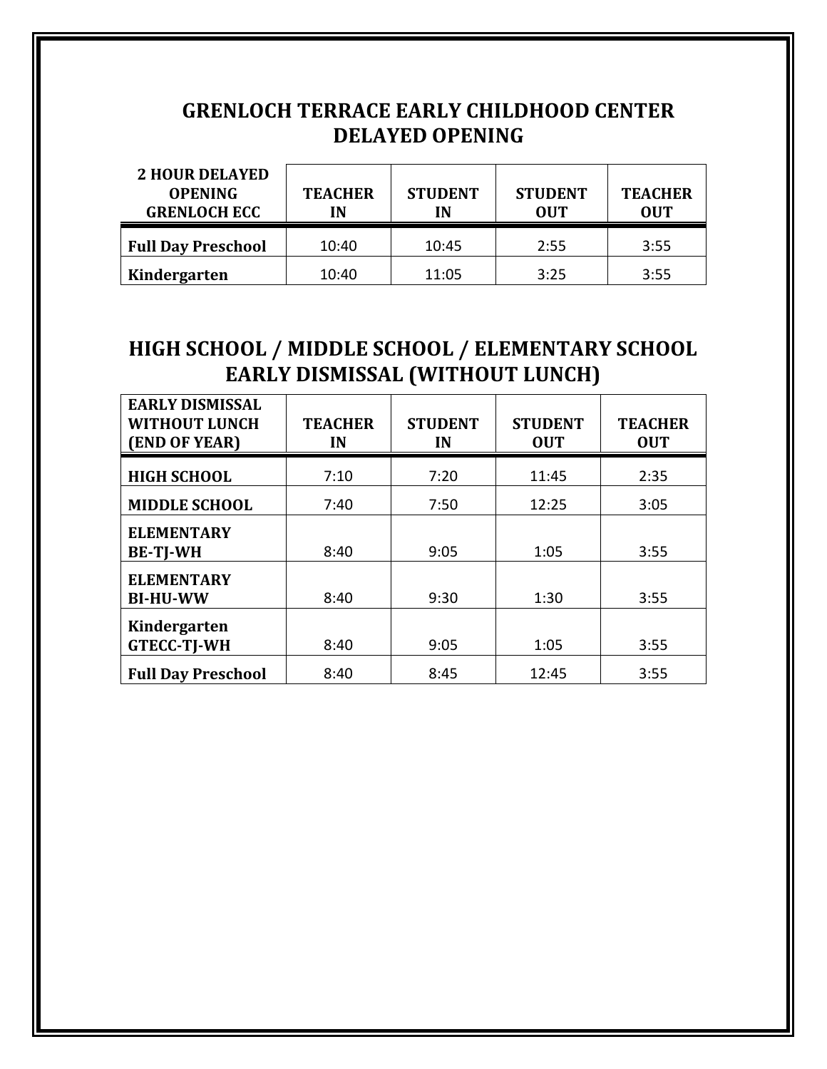## GRENLOCH TERRACE EARLY CHILDHOOD CENTER DELAYED OPENING

| 2 HOUR DELAYED OPENING GRENLOCH ECC | TEACHER IN | STUDENT IN | STUDENT OUT | TEACHER OUT |
|---|---|---|---|---|
| **Full Day Preschool** | 10:40 | 10:45 | 2:55 | 3:55 |
| **Kindergarten** | 10:40 | 11:05 | 3:25 | 3:55 |

## HIGH SCHOOL / MIDDLE SCHOOL / ELEMENTARY SCHOOL EARLY DISMISSAL (WITHOUT LUNCH)

| EARLY DISMISSAL WITHOUT LUNCH (END OF YEAR) | TEACHER IN | STUDENT IN | STUDENT OUT | TEACHER OUT |
|---|---|---|---|---|
| **HIGH SCHOOL** | 7:10 | 7:20 | 11:45 | 2:35 |
| **MIDDLE SCHOOL** | 7:40 | 7:50 | 12:25 | 3:05 |
| **ELEMENTARY BE-TJ-WH** | 8:40 | 9:05 | 1:05 | 3:55 |
| **ELEMENTARY BI-HU-WW** | 8:40 | 9:30 | 1:30 | 3:55 |
| **Kindergarten GTECC-TJ-WH** | 8:40 | 9:05 | 1:05 | 3:55 |
| **Full Day Preschool** | 8:40 | 8:45 | 12:45 | 3:55 |